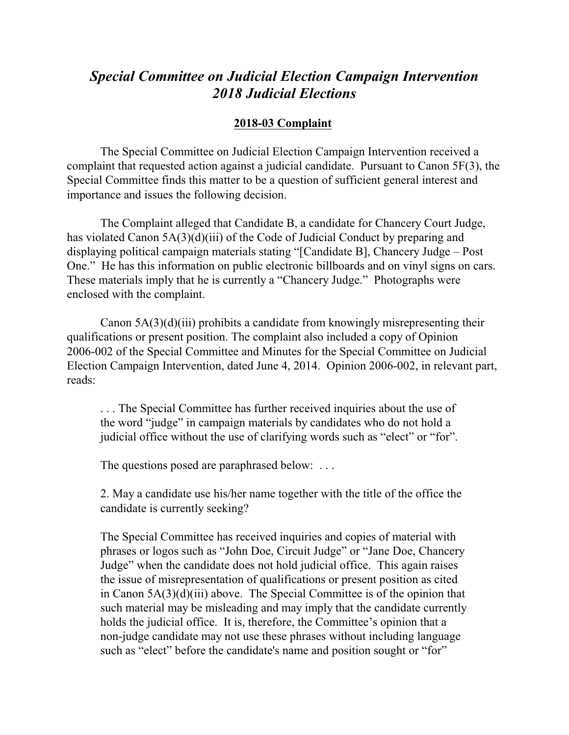# *Special Committee on Judicial Election Campaign Intervention*
# *2018 Judicial Elections*

## **2018-03 Complaint**

The Special Committee on Judicial Election Campaign Intervention received a complaint that requested action against a judicial candidate. Pursuant to Canon 5F(3), the Special Committee finds this matter to be a question of sufficient general interest and importance and issues the following decision.

The Complaint alleged that Candidate B, a candidate for Chancery Court Judge, has violated Canon 5A(3)(d)(iii) of the Code of Judicial Conduct by preparing and displaying political campaign materials stating "[Candidate B], Chancery Judge – Post One." He has this information on public electronic billboards and on vinyl signs on cars. These materials imply that he is currently a "Chancery Judge." Photographs were enclosed with the complaint.

Canon 5A(3)(d)(iii) prohibits a candidate from knowingly misrepresenting their qualifications or present position. The complaint also included a copy of Opinion 2006-002 of the Special Committee and Minutes for the Special Committee on Judicial Election Campaign Intervention, dated June 4, 2014. Opinion 2006-002, in relevant part, reads:

> . . . The Special Committee has further received inquiries about the use of the word "judge" in campaign materials by candidates who do not hold a judicial office without the use of clarifying words such as "elect" or "for".
>
> The questions posed are paraphrased below: . . .
>
> 2. May a candidate use his/her name together with the title of the office the candidate is currently seeking?
>
> The Special Committee has received inquiries and copies of material with phrases or logos such as "John Doe, Circuit Judge" or "Jane Doe, Chancery Judge" when the candidate does not hold judicial office. This again raises the issue of misrepresentation of qualifications or present position as cited in Canon 5A(3)(d)(iii) above. The Special Committee is of the opinion that such material may be misleading and may imply that the candidate currently holds the judicial office. It is, therefore, the Committee's opinion that a non-judge candidate may not use these phrases without including language such as "elect" before the candidate's name and position sought or "for"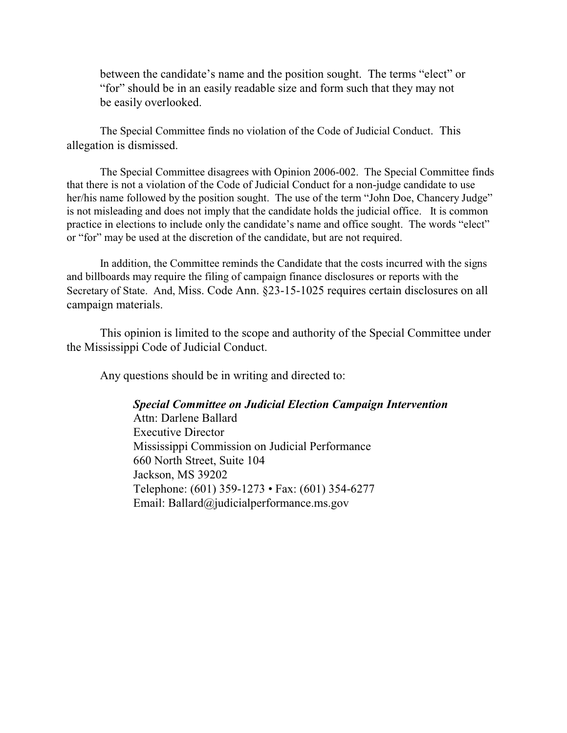> between the candidate's name and the position sought. The terms "elect" or "for" should be in an easily readable size and form such that they may not be easily overlooked.

The Special Committee finds no violation of the Code of Judicial Conduct. This allegation is dismissed.

The Special Committee disagrees with Opinion 2006-002. The Special Committee finds that there is not a violation of the Code of Judicial Conduct for a non-judge candidate to use her/his name followed by the position sought. The use of the term "John Doe, Chancery Judge" is not misleading and does not imply that the candidate holds the judicial office. It is common practice in elections to include only the candidate's name and office sought. The words "elect" or "for" may be used at the discretion of the candidate, but are not required.

In addition, the Committee reminds the Candidate that the costs incurred with the signs and billboards may require the filing of campaign finance disclosures or reports with the Secretary of State. And, Miss. Code Ann. §23-15-1025 requires certain disclosures on all campaign materials.

This opinion is limited to the scope and authority of the Special Committee under the Mississippi Code of Judicial Conduct.

Any questions should be in writing and directed to:

> ***Special Committee on Judicial Election Campaign Intervention***
> Attn: Darlene Ballard
> Executive Director
> Mississippi Commission on Judicial Performance
> 660 North Street, Suite 104
> Jackson, MS 39202
> Telephone: (601) 359-1273 • Fax: (601) 354-6277
> Email: Ballard@judicialperformance.ms.gov